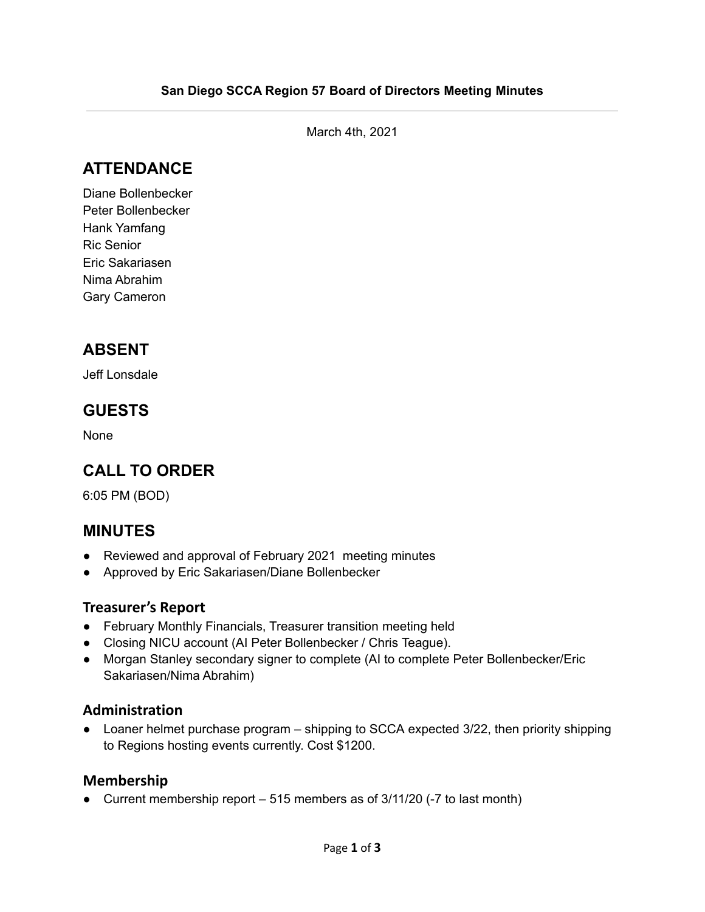**San Diego SCCA Region 57 Board of Directors Meeting Minutes**

---

March 4th, 2021

## ATTENDANCE

Diane Bollenbecker
Peter Bollenbecker
Hank Yamfang
Ric Senior
Eric Sakariasen
Nima Abrahim
Gary Cameron

## ABSENT

Jeff Lonsdale

## GUESTS

None

## CALL TO ORDER

6:05 PM (BOD)

## MINUTES

- Reviewed and approval of February 2021 meeting minutes
- Approved by Eric Sakariasen/Diane Bollenbecker

### Treasurer's Report

- February Monthly Financials, Treasurer transition meeting held
- Closing NICU account (AI Peter Bollenbecker / Chris Teague).
- Morgan Stanley secondary signer to complete (AI to complete Peter Bollenbecker/Eric Sakariasen/Nima Abrahim)

### Administration

- Loaner helmet purchase program – shipping to SCCA expected 3/22, then priority shipping to Regions hosting events currently. Cost $1200.

### Membership

- Current membership report – 515 members as of 3/11/20 (-7 to last month)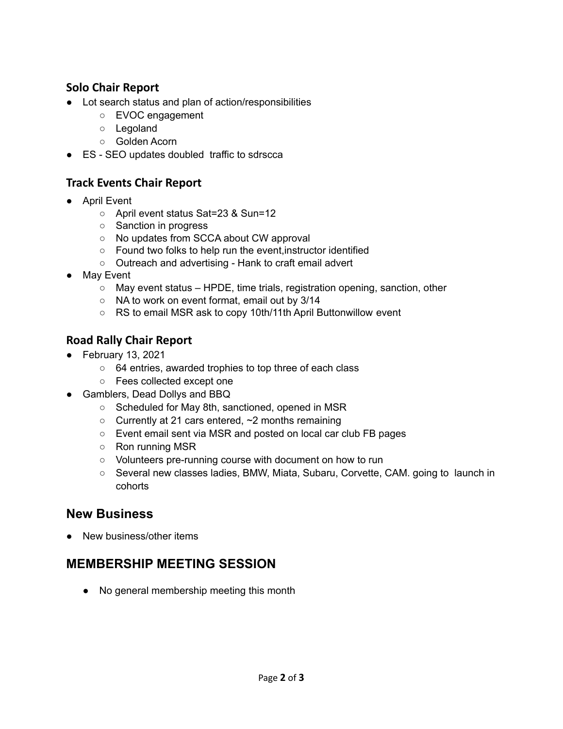### Solo Chair Report

- Lot search status and plan of action/responsibilities
  - EVOC engagement
  - Legoland
  - Golden Acorn
- ES - SEO updates doubled traffic to sdrscca

### Track Events Chair Report

- April Event
  - April event status Sat=23 & Sun=12
  - Sanction in progress
  - No updates from SCCA about CW approval
  - Found two folks to help run the event,instructor identified
  - Outreach and advertising - Hank to craft email advert
- May Event
  - May event status – HPDE, time trials, registration opening, sanction, other
  - NA to work on event format, email out by 3/14
  - RS to email MSR ask to copy 10th/11th April Buttonwillow event

### Road Rally Chair Report

- February 13, 2021
  - 64 entries, awarded trophies to top three of each class
  - Fees collected except one
- Gamblers, Dead Dollys and BBQ
  - Scheduled for May 8th, sanctioned, opened in MSR
  - Currently at 21 cars entered, ~2 months remaining
  - Event email sent via MSR and posted on local car club FB pages
  - Ron running MSR
  - Volunteers pre-running course with document on how to run
  - Several new classes ladies, BMW, Miata, Subaru, Corvette, CAM. going to launch in cohorts

## New Business

- New business/other items

## MEMBERSHIP MEETING SESSION

- No general membership meeting this month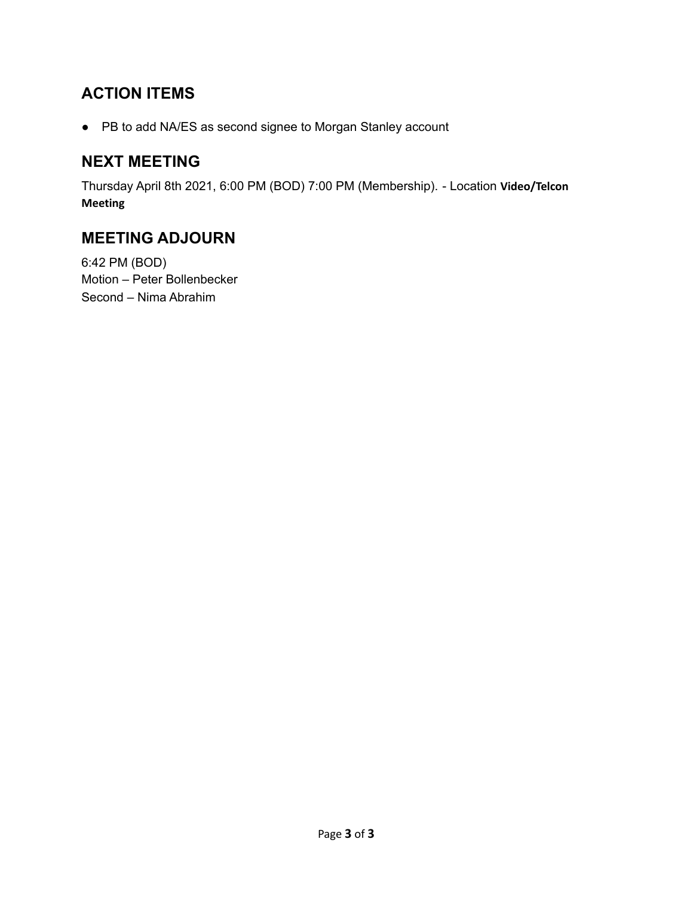## ACTION ITEMS

- PB to add NA/ES as second signee to Morgan Stanley account

## NEXT MEETING

Thursday April 8th 2021, 6:00 PM (BOD) 7:00 PM (Membership). - Location **Video/Telcon Meeting**

## MEETING ADJOURN

6:42 PM (BOD)
Motion – Peter Bollenbecker
Second – Nima Abrahim